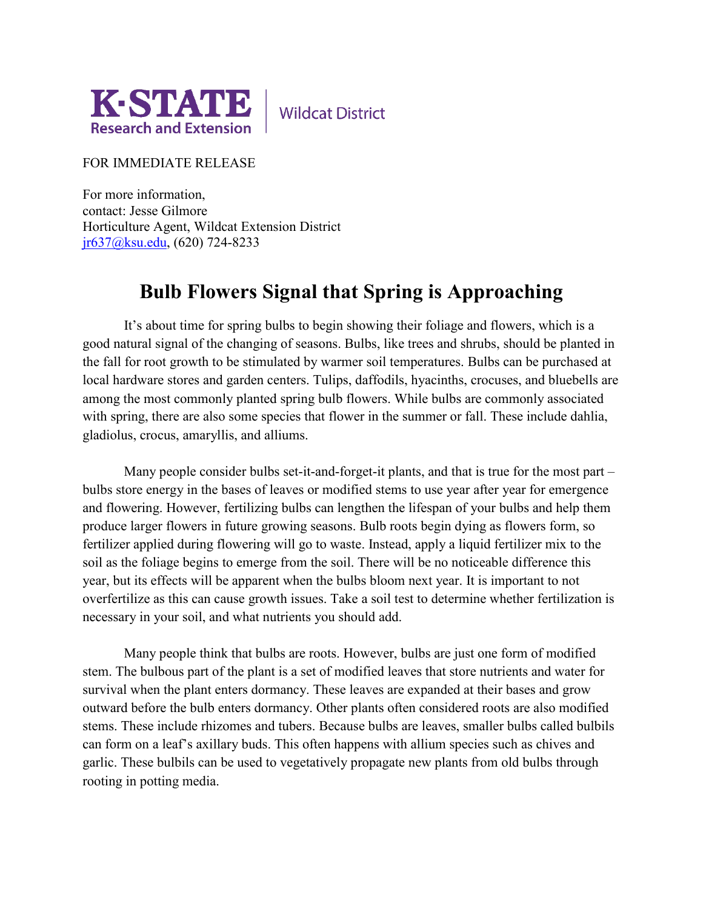K·STATE Research and Extension | Wildcat District

FOR IMMEDIATE RELEASE

For more information,
contact: Jesse Gilmore
Horticulture Agent, Wildcat Extension District
jr637@ksu.edu, (620) 724-8233

# Bulb Flowers Signal that Spring is Approaching

It's about time for spring bulbs to begin showing their foliage and flowers, which is a good natural signal of the changing of seasons. Bulbs, like trees and shrubs, should be planted in the fall for root growth to be stimulated by warmer soil temperatures. Bulbs can be purchased at local hardware stores and garden centers. Tulips, daffodils, hyacinths, crocuses, and bluebells are among the most commonly planted spring bulb flowers. While bulbs are commonly associated with spring, there are also some species that flower in the summer or fall. These include dahlia, gladiolus, crocus, amaryllis, and alliums.

Many people consider bulbs set-it-and-forget-it plants, and that is true for the most part – bulbs store energy in the bases of leaves or modified stems to use year after year for emergence and flowering. However, fertilizing bulbs can lengthen the lifespan of your bulbs and help them produce larger flowers in future growing seasons. Bulb roots begin dying as flowers form, so fertilizer applied during flowering will go to waste. Instead, apply a liquid fertilizer mix to the soil as the foliage begins to emerge from the soil. There will be no noticeable difference this year, but its effects will be apparent when the bulbs bloom next year. It is important to not overfertilize as this can cause growth issues. Take a soil test to determine whether fertilization is necessary in your soil, and what nutrients you should add.

Many people think that bulbs are roots. However, bulbs are just one form of modified stem. The bulbous part of the plant is a set of modified leaves that store nutrients and water for survival when the plant enters dormancy. These leaves are expanded at their bases and grow outward before the bulb enters dormancy. Other plants often considered roots are also modified stems. These include rhizomes and tubers. Because bulbs are leaves, smaller bulbs called bulbils can form on a leaf's axillary buds. This often happens with allium species such as chives and garlic. These bulbils can be used to vegetatively propagate new plants from old bulbs through rooting in potting media.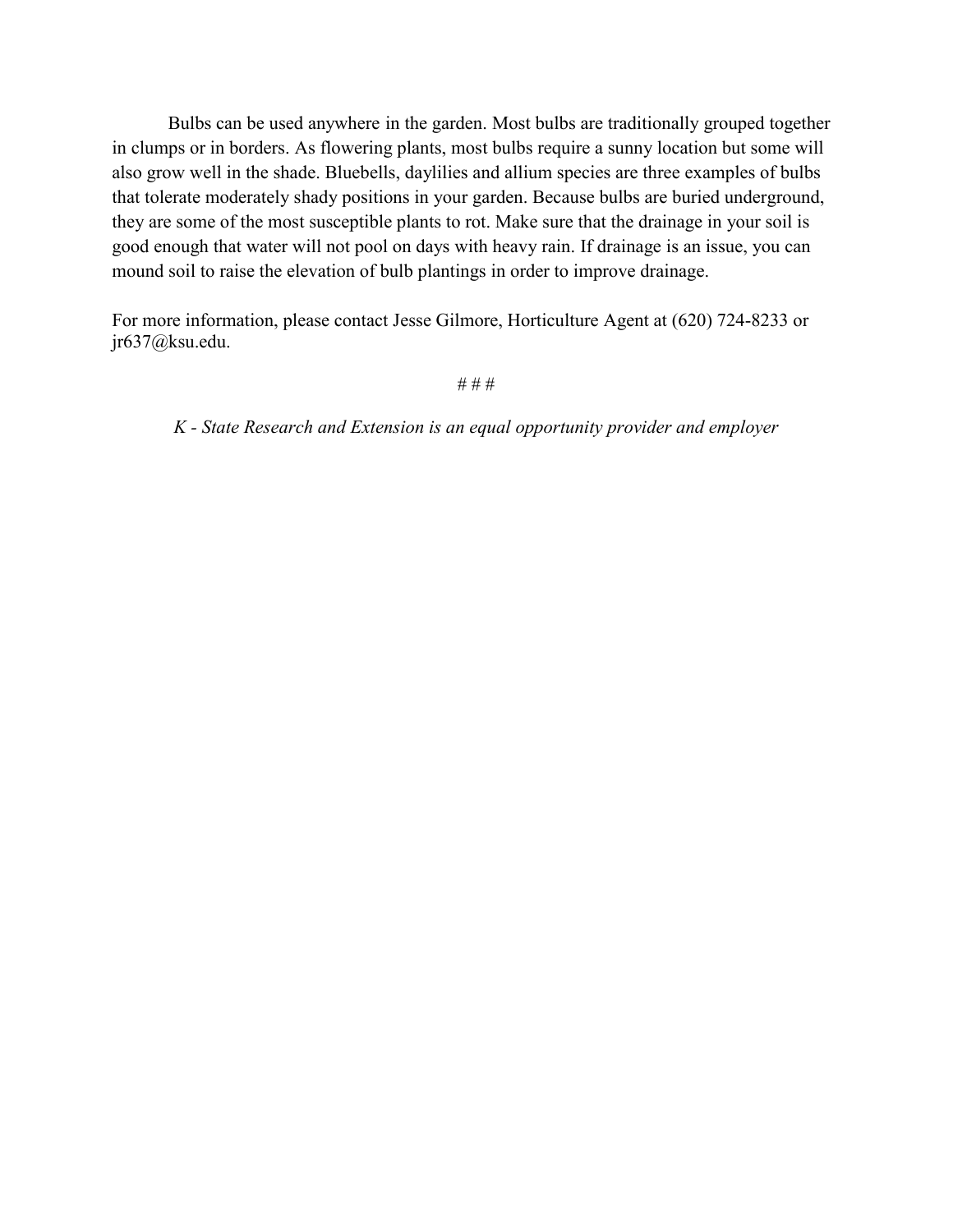Bulbs can be used anywhere in the garden. Most bulbs are traditionally grouped together in clumps or in borders. As flowering plants, most bulbs require a sunny location but some will also grow well in the shade. Bluebells, daylilies and allium species are three examples of bulbs that tolerate moderately shady positions in your garden. Because bulbs are buried underground, they are some of the most susceptible plants to rot. Make sure that the drainage in your soil is good enough that water will not pool on days with heavy rain. If drainage is an issue, you can mound soil to raise the elevation of bulb plantings in order to improve drainage.

For more information, please contact Jesse Gilmore, Horticulture Agent at (620) 724-8233 or jr637@ksu.edu.

# # #

*K - State Research and Extension is an equal opportunity provider and employer*